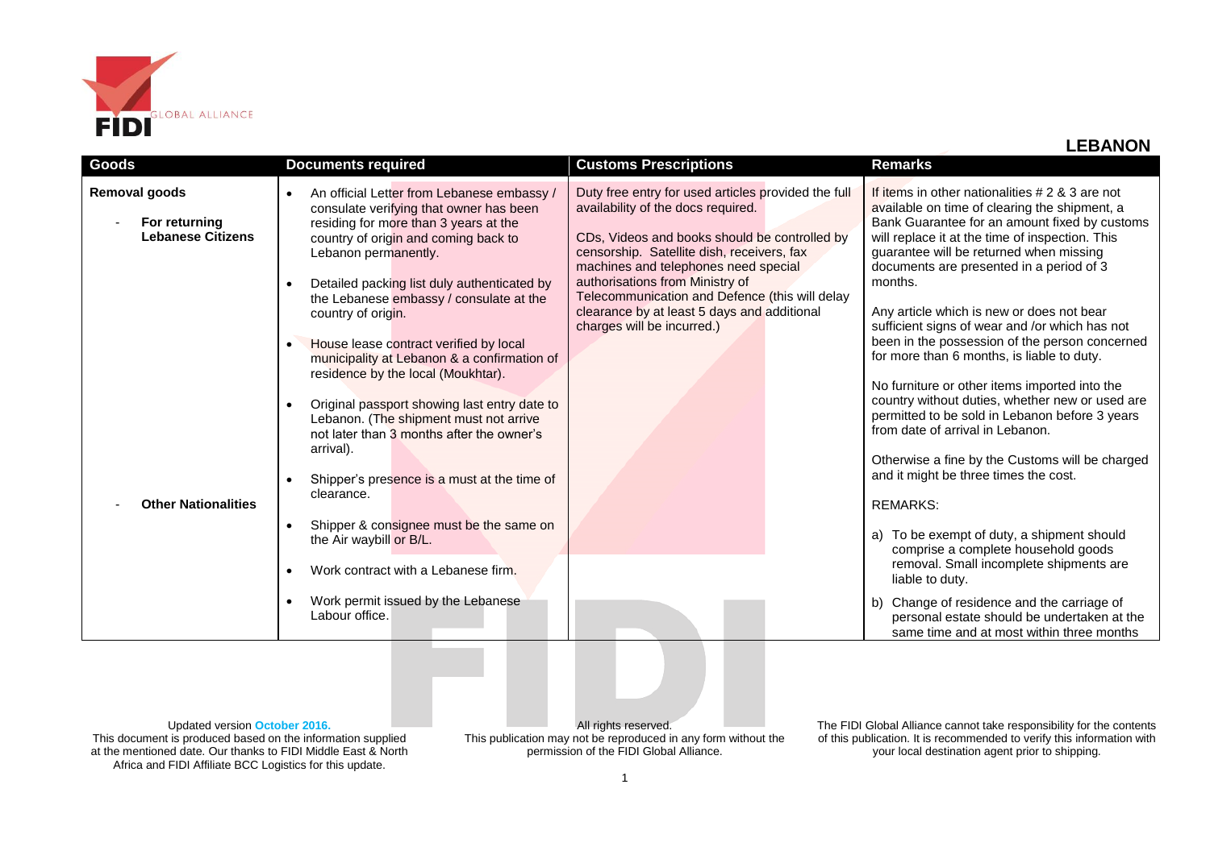# LEBANON

| Goods | Documents required | Customs Prescriptions | Remarks |
|---|---|---|---|
| **Removal goods**<br><br>- **For returning Lebanese Citizens**<br><br>- **Other Nationalities** | • An official Letter from Lebanese embassy / consulate verifying that owner has been residing for more than 3 years at the country of origin and coming back to Lebanon permanently.<br><br>• Detailed packing list duly authenticated by the Lebanese embassy / consulate at the country of origin.<br><br>• House lease contract verified by local municipality at Lebanon & a confirmation of residence by the local (Moukhtar).<br><br>• Original passport showing last entry date to Lebanon. (The shipment must not arrive not later than 3 months after the owner's arrival).<br><br>• Shipper's presence is a must at the time of clearance.<br><br>• Shipper & consignee must be the same on the Air waybill or B/L.<br><br>• Work contract with a Lebanese firm.<br><br>• Work permit issued by the Lebanese Labour office. | Duty free entry for used articles provided the full availability of the docs required.<br><br>CDs, Videos and books should be controlled by censorship. Satellite dish, receivers, fax machines and telephones need special authorisations from Ministry of Telecommunication and Defence (this will delay clearance by at least 5 days and additional charges will be incurred.) | If items in other nationalities # 2 & 3 are not available on time of clearing the shipment, a Bank Guarantee for an amount fixed by customs will replace it at the time of inspection. This guarantee will be returned when missing documents are presented in a period of 3 months.<br><br>Any article which is new or does not bear sufficient signs of wear and /or which has not been in the possession of the person concerned for more than 6 months, is liable to duty.<br><br>No furniture or other items imported into the country without duties, whether new or used are permitted to be sold in Lebanon before 3 years from date of arrival in Lebanon.<br><br>Otherwise a fine by the Customs will be charged and it might be three times the cost.<br><br>REMARKS:<br><br>a) To be exempt of duty, a shipment should comprise a complete household goods removal. Small incomplete shipments are liable to duty.<br><br>b) Change of residence and the carriage of personal estate should be undertaken at the same time and at most within three months |

Updated version October 2016.
This document is produced based on the information supplied at the mentioned date. Our thanks to FIDI Middle East & North Africa and FIDI Affiliate BCC Logistics for this update.

All rights reserved.
This publication may not be reproduced in any form without the permission of the FIDI Global Alliance.

The FIDI Global Alliance cannot take responsibility for the contents of this publication. It is recommended to verify this information with your local destination agent prior to shipping.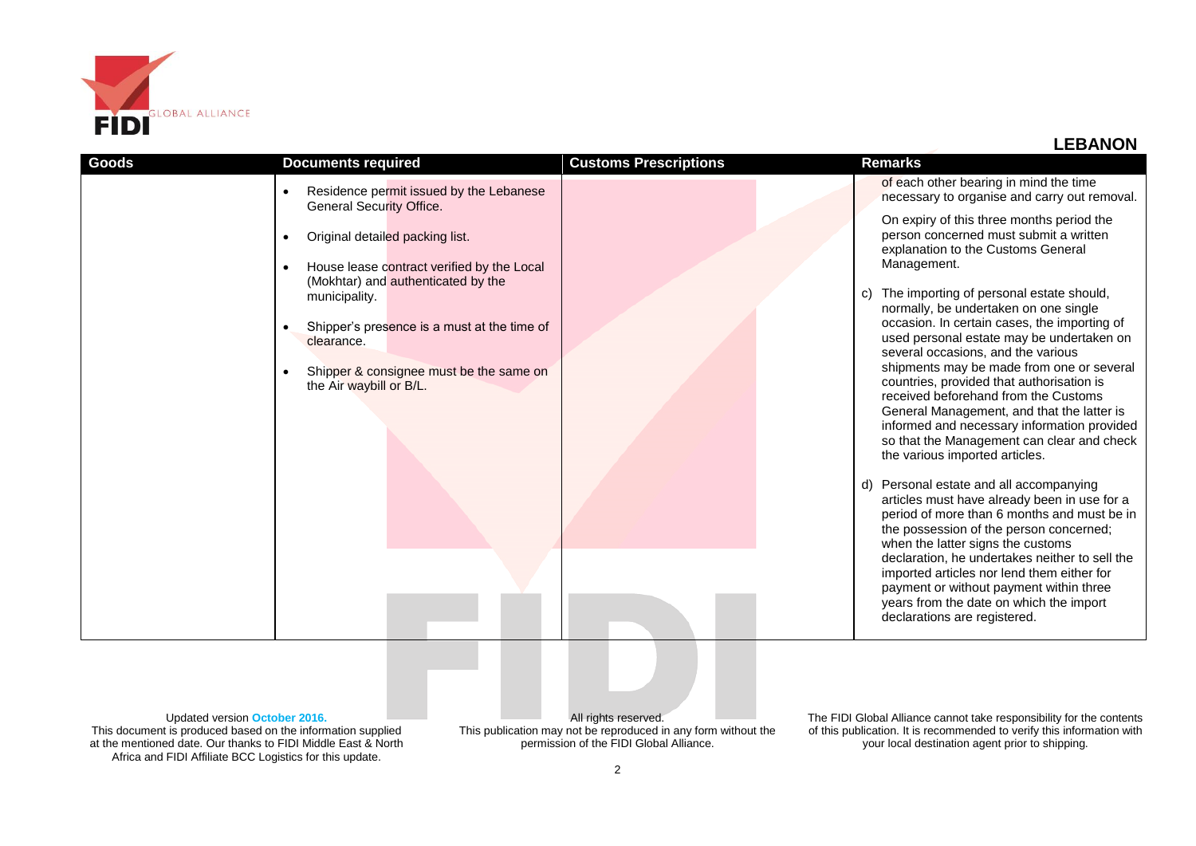## LEBANON

| Goods | Documents required | Customs Prescriptions | Remarks |
|---|---|---|---|
| | • Residence permit issued by the Lebanese General Security Office.<br>• Original detailed packing list.<br>• House lease contract verified by the Local (Mokhtar) and authenticated by the municipality.<br>• Shipper's presence is a must at the time of clearance.<br>• Shipper & consignee must be the same on the Air waybill or B/L. | | of each other bearing in mind the time necessary to organise and carry out removal.<br><br>On expiry of this three months period the person concerned must submit a written explanation to the Customs General Management.<br><br>c) The importing of personal estate should, normally, be undertaken on one single occasion. In certain cases, the importing of used personal estate may be undertaken on several occasions, and the various shipments may be made from one or several countries, provided that authorisation is received beforehand from the Customs General Management, and that the latter is informed and necessary information provided so that the Management can clear and check the various imported articles.<br><br>d) Personal estate and all accompanying articles must have already been in use for a period of more than 6 months and must be in the possession of the person concerned; when the latter signs the customs declaration, he undertakes neither to sell the imported articles nor lend them either for payment or without payment within three years from the date on which the import declarations are registered. |

Updated version **October 2016.**
This document is produced based on the information supplied at the mentioned date. Our thanks to FIDI Middle East & North Africa and FIDI Affiliate BCC Logistics for this update.

All rights reserved.
This publication may not be reproduced in any form without the permission of the FIDI Global Alliance.

The FIDI Global Alliance cannot take responsibility for the contents of this publication. It is recommended to verify this information with your local destination agent prior to shipping.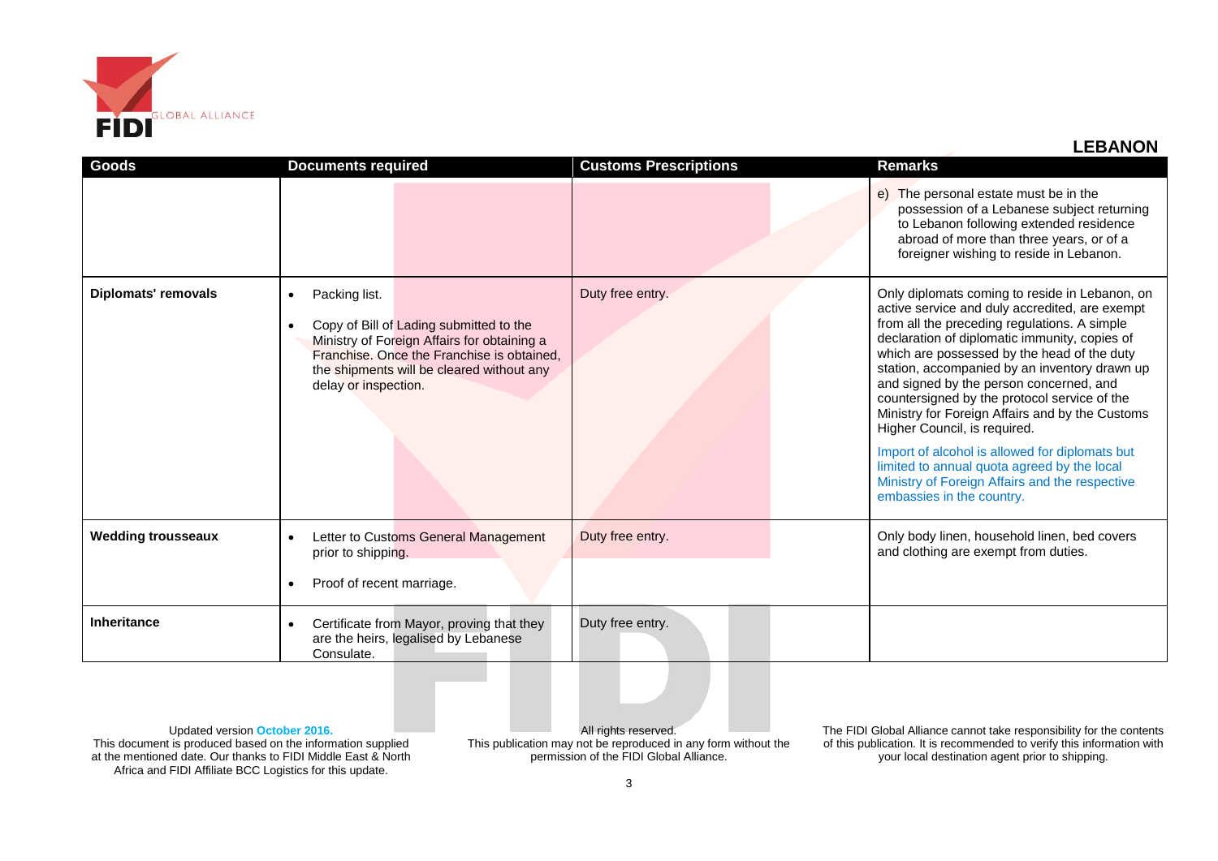## LEBANON

| Goods | Documents required | Customs Prescriptions | Remarks |
|---|---|---|---|
| | | | e) The personal estate must be in the possession of a Lebanese subject returning to Lebanon following extended residence abroad of more than three years, or of a foreigner wishing to reside in Lebanon. |
| **Diplomats' removals** | • Packing list.<br>• Copy of Bill of Lading submitted to the Ministry of Foreign Affairs for obtaining a Franchise. Once the Franchise is obtained, the shipments will be cleared without any delay or inspection. | Duty free entry. | Only diplomats coming to reside in Lebanon, on active service and duly accredited, are exempt from all the preceding regulations. A simple declaration of diplomatic immunity, copies of which are possessed by the head of the duty station, accompanied by an inventory drawn up and signed by the person concerned, and countersigned by the protocol service of the Ministry for Foreign Affairs and by the Customs Higher Council, is required.<br><br>Import of alcohol is allowed for diplomats but limited to annual quota agreed by the local Ministry of Foreign Affairs and the respective embassies in the country. |
| **Wedding trousseaux** | • Letter to Customs General Management prior to shipping.<br>• Proof of recent marriage. | Duty free entry. | Only body linen, household linen, bed covers and clothing are exempt from duties. |
| **Inheritance** | • Certificate from Mayor, proving that they are the heirs, legalised by Lebanese Consulate. | Duty free entry. | |

Updated version October 2016.
This document is produced based on the information supplied at the mentioned date. Our thanks to FIDI Middle East & North Africa and FIDI Affiliate BCC Logistics for this update.

All rights reserved.
This publication may not be reproduced in any form without the permission of the FIDI Global Alliance.

The FIDI Global Alliance cannot take responsibility for the contents of this publication. It is recommended to verify this information with your local destination agent prior to shipping.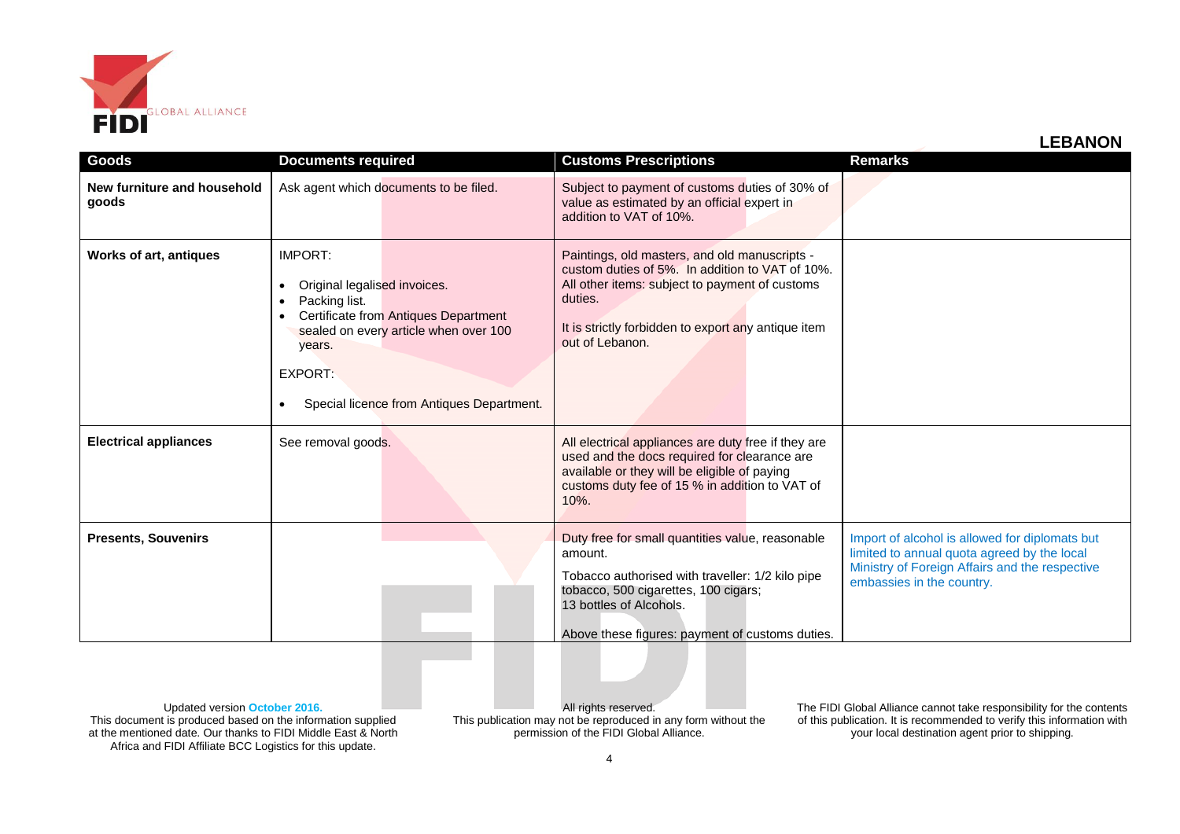## LEBANON

| Goods | Documents required | Customs Prescriptions | Remarks |
|---|---|---|---|
| **New furniture and household goods** | Ask agent which documents to be filed. | Subject to payment of customs duties of 30% of value as estimated by an official expert in addition to VAT of 10%. | |
| **Works of art, antiques** | IMPORT:<br>• Original legalised invoices.<br>• Packing list.<br>• Certificate from Antiques Department sealed on every article when over 100 years.<br>EXPORT:<br>• Special licence from Antiques Department. | Paintings, old masters, and old manuscripts - custom duties of 5%. In addition to VAT of 10%. All other items: subject to payment of customs duties.<br><br>It is strictly forbidden to export any antique item out of Lebanon. | |
| **Electrical appliances** | See removal goods. | All electrical appliances are duty free if they are used and the docs required for clearance are available or they will be eligible of paying customs duty fee of 15 % in addition to VAT of 10%. | |
| **Presents, Souvenirs** | | Duty free for small quantities value, reasonable amount.<br><br>Tobacco authorised with traveller: 1/2 kilo pipe tobacco, 500 cigarettes, 100 cigars;<br>13 bottles of Alcohols.<br><br>Above these figures: payment of customs duties. | Import of alcohol is allowed for diplomats but limited to annual quota agreed by the local Ministry of Foreign Affairs and the respective embassies in the country. |

Updated version October 2016.
This document is produced based on the information supplied at the mentioned date. Our thanks to FIDI Middle East & North Africa and FIDI Affiliate BCC Logistics for this update.

All rights reserved.
This publication may not be reproduced in any form without the permission of the FIDI Global Alliance.

The FIDI Global Alliance cannot take responsibility for the contents of this publication. It is recommended to verify this information with your local destination agent prior to shipping.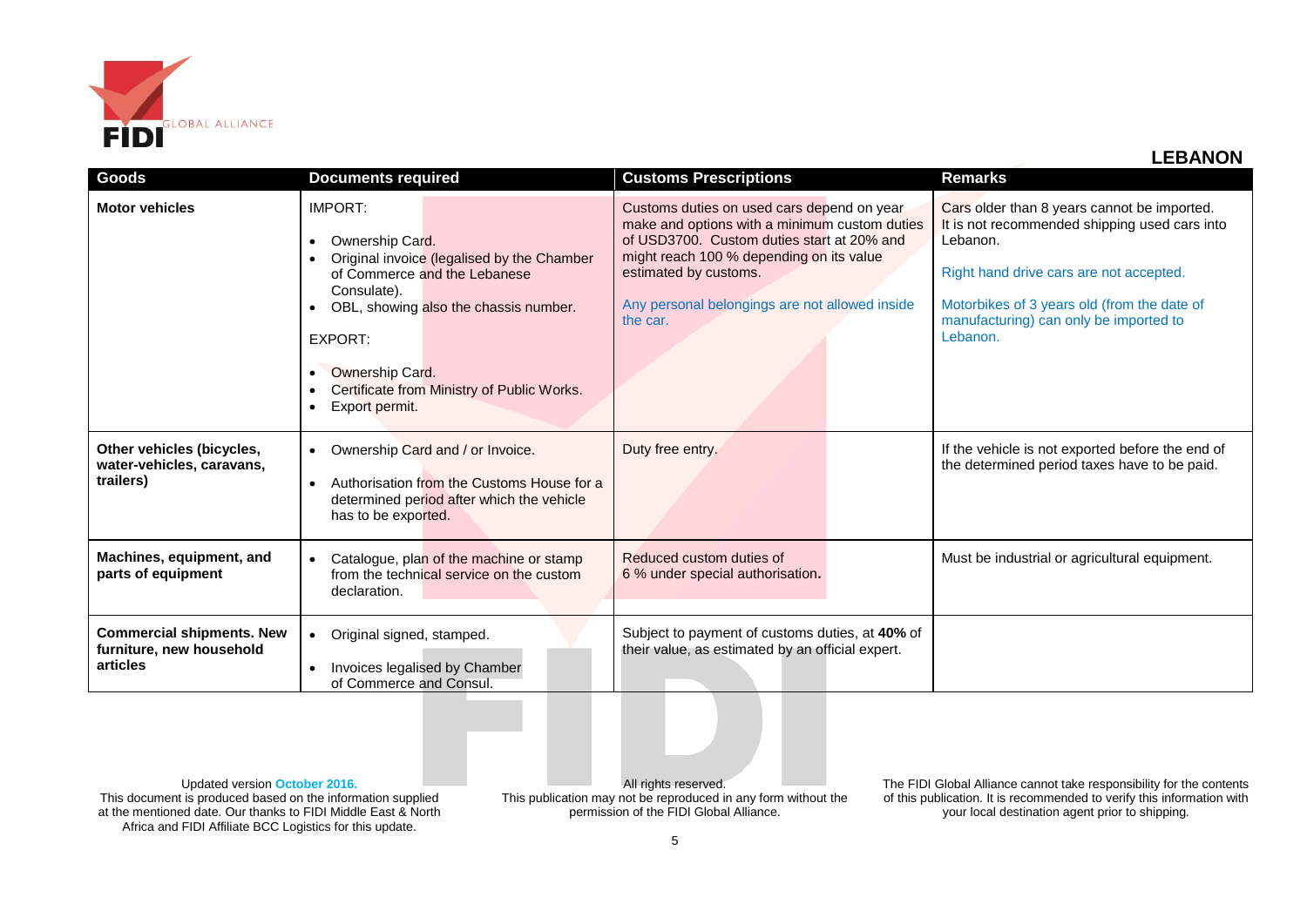## LEBANON

| Goods | Documents required | Customs Prescriptions | Remarks |
|---|---|---|---|
| **Motor vehicles** | IMPORT:<br><br>• Ownership Card.<br>• Original invoice (legalised by the Chamber of Commerce and the Lebanese Consulate).<br>• OBL, showing also the chassis number.<br><br>EXPORT:<br><br>• Ownership Card.<br>• Certificate from Ministry of Public Works.<br>• Export permit. | Customs duties on used cars depend on year make and options with a minimum custom duties of USD3700. Custom duties start at 20% and might reach 100 % depending on its value estimated by customs.<br><br>Any personal belongings are not allowed inside the car. | Cars older than 8 years cannot be imported. It is not recommended shipping used cars into Lebanon.<br><br>Right hand drive cars are not accepted.<br><br>Motorbikes of 3 years old (from the date of manufacturing) can only be imported to Lebanon. |
| **Other vehicles (bicycles, water-vehicles, caravans, trailers)** | • Ownership Card and / or Invoice.<br>• Authorisation from the Customs House for a determined period after which the vehicle has to be exported. | Duty free entry. | If the vehicle is not exported before the end of the determined period taxes have to be paid. |
| **Machines, equipment, and parts of equipment** | • Catalogue, plan of the machine or stamp from the technical service on the custom declaration. | Reduced custom duties of 6 % under special authorisation**.** | Must be industrial or agricultural equipment. |
| **Commercial shipments. New furniture, new household articles** | • Original signed, stamped.<br>• Invoices legalised by Chamber of Commerce and Consul. | Subject to payment of customs duties, at **40%** of their value, as estimated by an official expert. | |

Updated version October 2016.
This document is produced based on the information supplied at the mentioned date. Our thanks to FIDI Middle East & North Africa and FIDI Affiliate BCC Logistics for this update.

All rights reserved.
This publication may not be reproduced in any form without the permission of the FIDI Global Alliance.

The FIDI Global Alliance cannot take responsibility for the contents of this publication. It is recommended to verify this information with your local destination agent prior to shipping.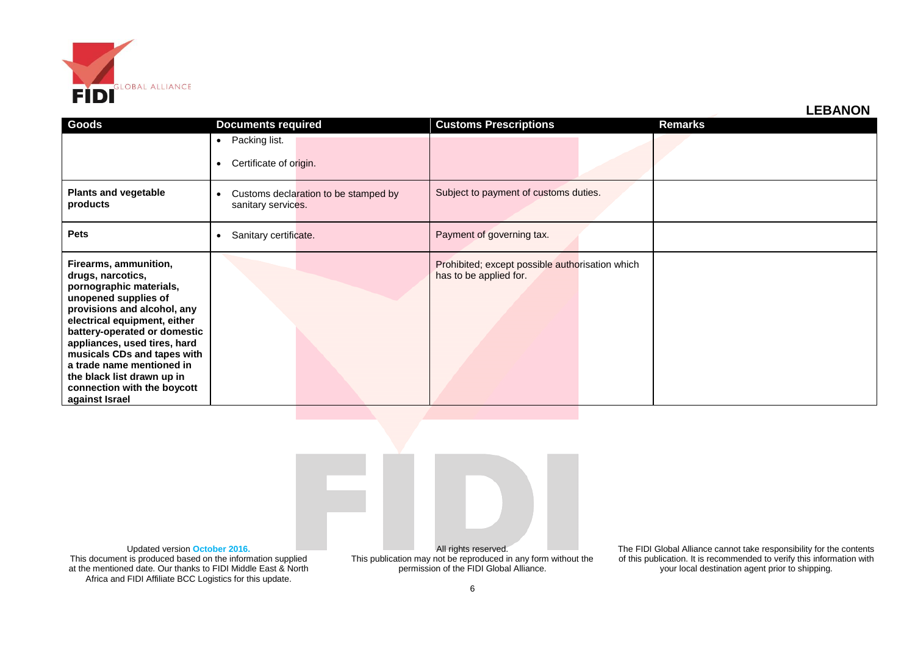## LEBANON

| Goods | Documents required | Customs Prescriptions | Remarks |
|---|---|---|---|
| | • Packing list.<br>• Certificate of origin. | | |
| **Plants and vegetable products** | • Customs declaration to be stamped by sanitary services. | Subject to payment of customs duties. | |
| **Pets** | • Sanitary certificate. | Payment of governing tax. | |
| **Firearms, ammunition, drugs, narcotics, pornographic materials, unopened supplies of provisions and alcohol, any electrical equipment, either battery-operated or domestic appliances, used tires, hard musicals CDs and tapes with a trade name mentioned in the black list drawn up in connection with the boycott against Israel** | | Prohibited; except possible authorisation which has to be applied for. | |

Updated version **October 2016.**
This document is produced based on the information supplied at the mentioned date. Our thanks to FIDI Middle East & North Africa and FIDI Affiliate BCC Logistics for this update.

All rights reserved.
This publication may not be reproduced in any form without the permission of the FIDI Global Alliance.

The FIDI Global Alliance cannot take responsibility for the contents of this publication. It is recommended to verify this information with your local destination agent prior to shipping.